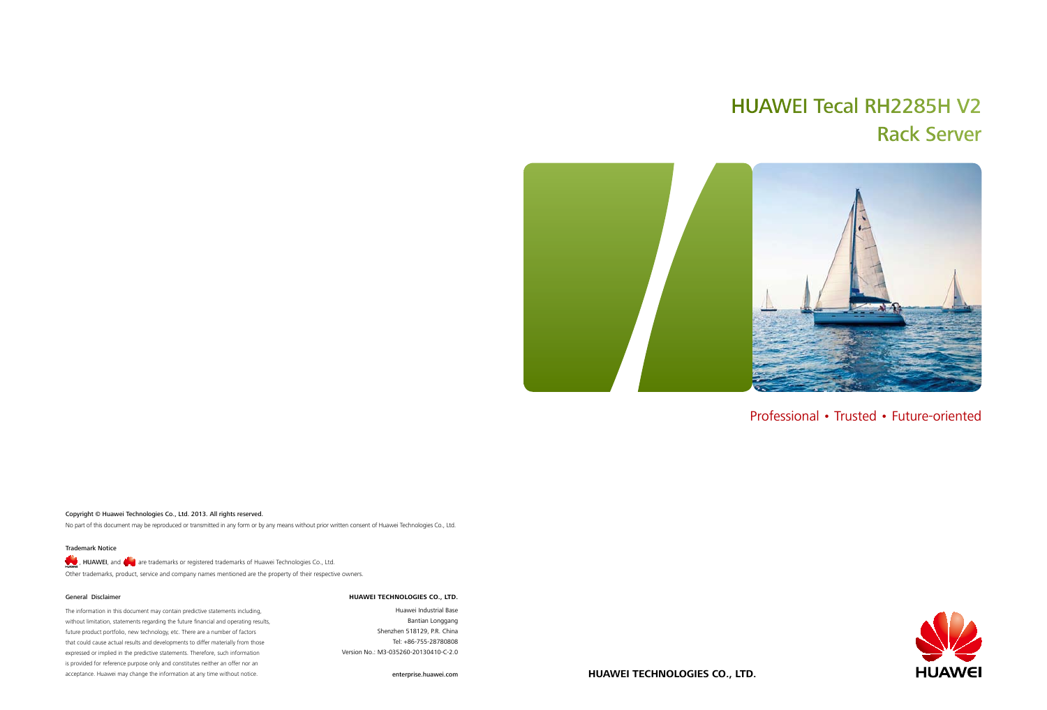# HUAWEI Tecal RH2285H V2 Rack Server

Professional • Trusted • Future-oriented

Copyright © Huawei Technologies Co., Ltd. 2013. All rights reserved.

No part of this document may be reproduced or transmitted in any form or by any means without prior written consent of Huawei Technologies Co., Ltd.

Trademark Notice

, HUAWEI, and  are trademarks or registered trademarks of Huawei Technologies Co., Ltd.

Other trademarks, product, service and company names mentioned are the property of their respective owners.

General Disclaimer

The information in this document may contain predictive statements including, without limitation, statements regarding the future financial and operating results, future product portfolio, new technology, etc. There are a number of factors that could cause actual results and developments to differ materially from those expressed or implied in the predictive statements. Therefore, such information is provided for reference purpose only and constitutes neither an offer nor an acceptance. Huawei may change the information at any time without notice.

**HUAWEI TECHNOLOGIES CO., LTD.**

Huawei Industrial Base
Bantian Longgang
Shenzhen 518129, P.R. China
Tel: +86-755-28780808
Version No.: M3-035260-20130410-C-2.0

enterprise.huawei.com

**HUAWEI TECHNOLOGIES CO., LTD.**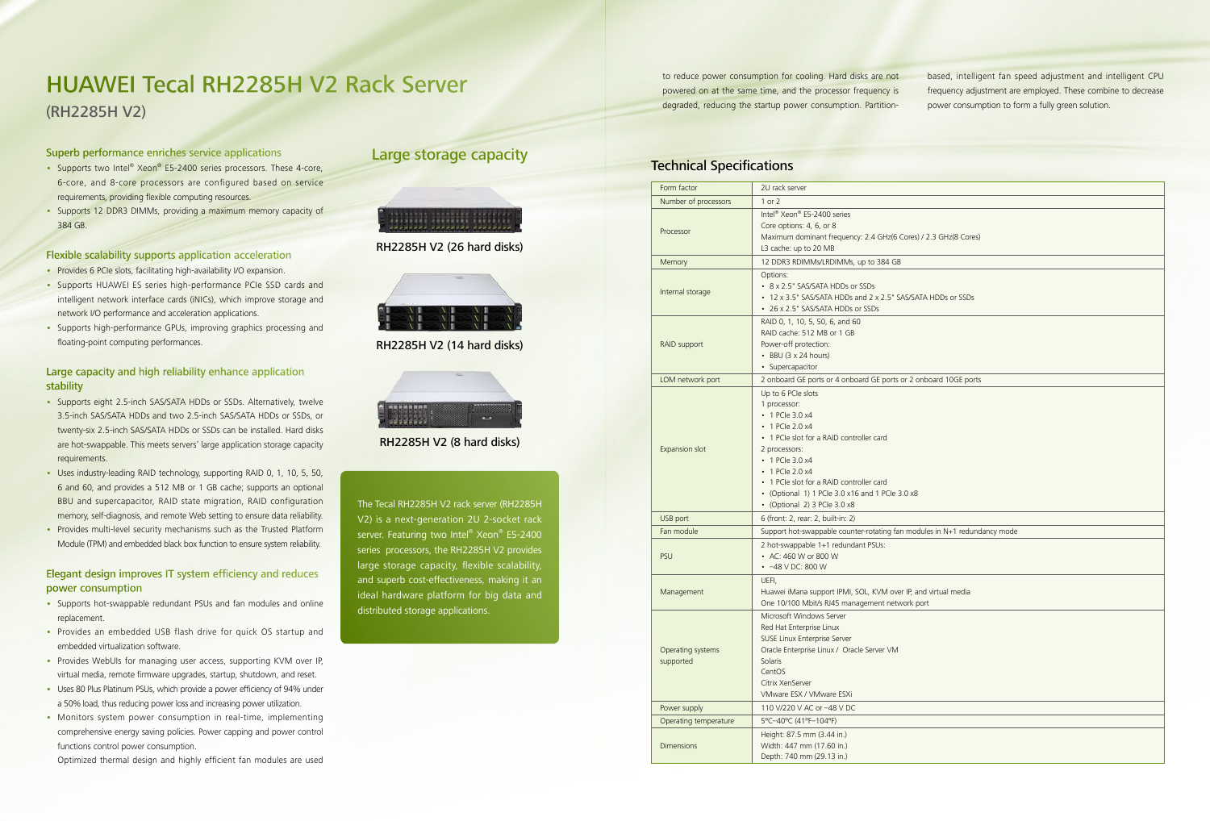# HUAWEI Tecal RH2285H V2 Rack Server

## (RH2285H V2)

### Superb performance enriches service applications

- Supports two Intel® Xeon® E5-2400 series processors. These 4-core, 6-core, and 8-core processors are configured based on service requirements, providing flexible computing resources.
- Supports 12 DDR3 DIMMs, providing a maximum memory capacity of 384 GB.

### Flexible scalability supports application acceleration

- Provides 6 PCIe slots, facilitating high-availability I/O expansion.
- Supports HUAWEI ES series high-performance PCIe SSD cards and intelligent network interface cards (iNICs), which improve storage and network I/O performance and acceleration applications.
- Supports high-performance GPUs, improving graphics processing and floating-point computing performances.

### Large capacity and high reliability enhance application stability

- Supports eight 2.5-inch SAS/SATA HDDs or SSDs. Alternatively, twelve 3.5-inch SAS/SATA HDDs and two 2.5-inch SAS/SATA HDDs or SSDs, or twenty-six 2.5-inch SAS/SATA HDDs or SSDs can be installed. Hard disks are hot-swappable. This meets servers' large application storage capacity requirements.
- Uses industry-leading RAID technology, supporting RAID 0, 1, 10, 5, 50, 6 and 60, and provides a 512 MB or 1 GB cache; supports an optional BBU and supercapacitor, RAID state migration, RAID configuration memory, self-diagnosis, and remote Web setting to ensure data reliability.
- Provides multi-level security mechanisms such as the Trusted Platform Module (TPM) and embedded black box function to ensure system reliability.

### Elegant design improves IT system efficiency and reduces power consumption

- Supports hot-swappable redundant PSUs and fan modules and online replacement.
- Provides an embedded USB flash drive for quick OS startup and embedded virtualization software.
- Provides WebUIs for managing user access, supporting KVM over IP, virtual media, remote firmware upgrades, startup, shutdown, and reset.
- Uses 80 Plus Platinum PSUs, which provide a power efficiency of 94% under a 50% load, thus reducing power loss and increasing power utilization.
- Monitors system power consumption in real-time, implementing comprehensive energy saving policies. Power capping and power control functions control power consumption.

Optimized thermal design and highly efficient fan modules are used to reduce power consumption for cooling. Hard disks are not powered on at the same time, and the processor frequency is degraded, reducing the startup power consumption. Partition-based, intelligent fan speed adjustment and intelligent CPU frequency adjustment are employed. These combine to decrease power consumption to form a fully green solution.

## Large storage capacity

RH2285H V2 (26 hard disks)

RH2285H V2 (14 hard disks)

RH2285H V2 (8 hard disks)

The Tecal RH2285H V2 rack server (RH2285H V2) is a next-generation 2U 2-socket rack server. Featuring two Intel® Xeon® E5-2400 series processors, the RH2285H V2 provides large storage capacity, flexible scalability, and superb cost-effectiveness, making it an ideal hardware platform for big data and distributed storage applications.

## Technical Specifications

| | |
|---|---|
| Form factor | 2U rack server |
| Number of processors | 1 or 2 |
| Processor | Intel® Xeon® E5-2400 series<br>Core options: 4, 6, or 8<br>Maximum dominant frequency: 2.4 GHz(6 Cores) / 2.3 GHz(8 Cores)<br>L3 cache: up to 20 MB |
| Memory | 12 DDR3 RDIMMs/LRDIMMs, up to 384 GB |
| Internal storage | Options:<br>• 8 x 2.5" SAS/SATA HDDs or SSDs<br>• 12 x 3.5" SAS/SATA HDDs and 2 x 2.5" SAS/SATA HDDs or SSDs<br>• 26 x 2.5" SAS/SATA HDDs or SSDs |
| RAID support | RAID 0, 1, 10, 5, 50, 6, and 60<br>RAID cache: 512 MB or 1 GB<br>Power-off protection:<br>• BBU (3 x 24 hours)<br>• Supercapacitor |
| LOM network port | 2 onboard GE ports or 4 onboard GE ports or 2 onboard 10GE ports |
| Expansion slot | Up to 6 PCIe slots<br>1 processor:<br>• 1 PCIe 3.0 x4<br>• 1 PCIe 2.0 x4<br>• 1 PCIe slot for a RAID controller card<br>2 processors:<br>• 1 PCIe 3.0 x4<br>• 1 PCIe 2.0 x4<br>• 1 PCIe slot for a RAID controller card<br>• (Optional 1) 1 PCIe 3.0 x16 and 1 PCIe 3.0 x8<br>• (Optional 2) 3 PCIe 3.0 x8 |
| USB port | 6 (front: 2, rear: 2, built-in: 2) |
| Fan module | Support hot-swappable counter-rotating fan modules in N+1 redundancy mode |
| PSU | 2 hot-swappable 1+1 redundant PSUs:<br>• AC: 460 W or 800 W<br>• –48 V DC: 800 W |
| Management | UEFI,<br>Huawei iMana support IPMI, SOL, KVM over IP, and virtual media<br>One 10/100 Mbit/s RJ45 management network port |
| Operating systems supported | Microsoft Windows Server<br>Red Hat Enterprise Linux<br>SUSE Linux Enterprise Server<br>Oracle Enterprise Linux / Oracle Server VM<br>Solaris<br>CentOS<br>Citrix XenServer<br>VMware ESX / VMware ESXi |
| Power supply | 110 V/220 V AC or –48 V DC |
| Operating temperature | 5°C–40°C (41°F–104°F) |
| Dimensions | Height: 87.5 mm (3.44 in.)<br>Width: 447 mm (17.60 in.)<br>Depth: 740 mm (29.13 in.) |